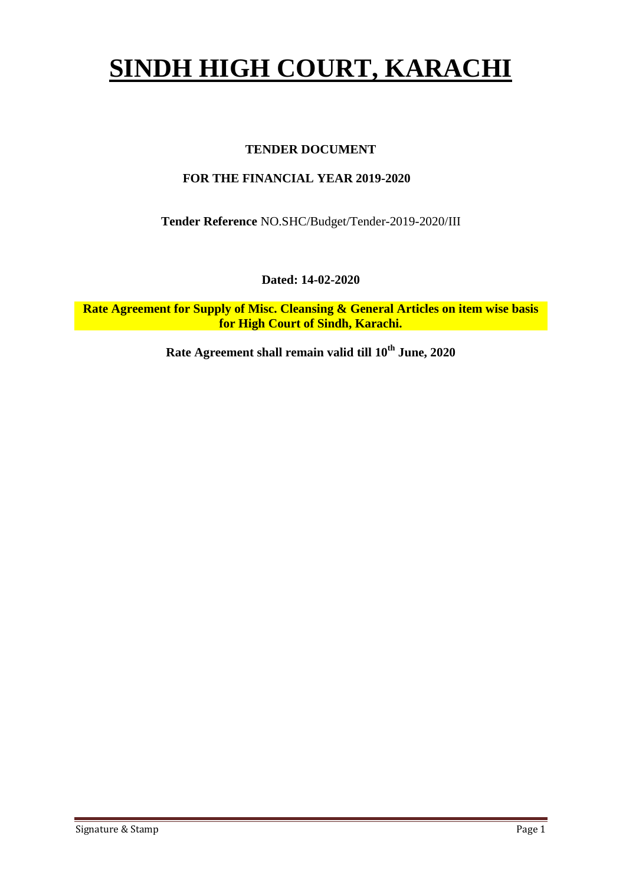# SINDH HIGH COURT, KARACHI

**TENDER DOCUMENT**

**FOR THE FINANCIAL YEAR 2019-2020**

**Tender Reference** NO.SHC/Budget/Tender-2019-2020/III

**Dated: 14-02-2020**

**Rate Agreement for Supply of Misc. Cleansing & General Articles on item wise basis for High Court of Sindh, Karachi.**

**Rate Agreement shall remain valid till 10th June, 2020**

Signature & Stamp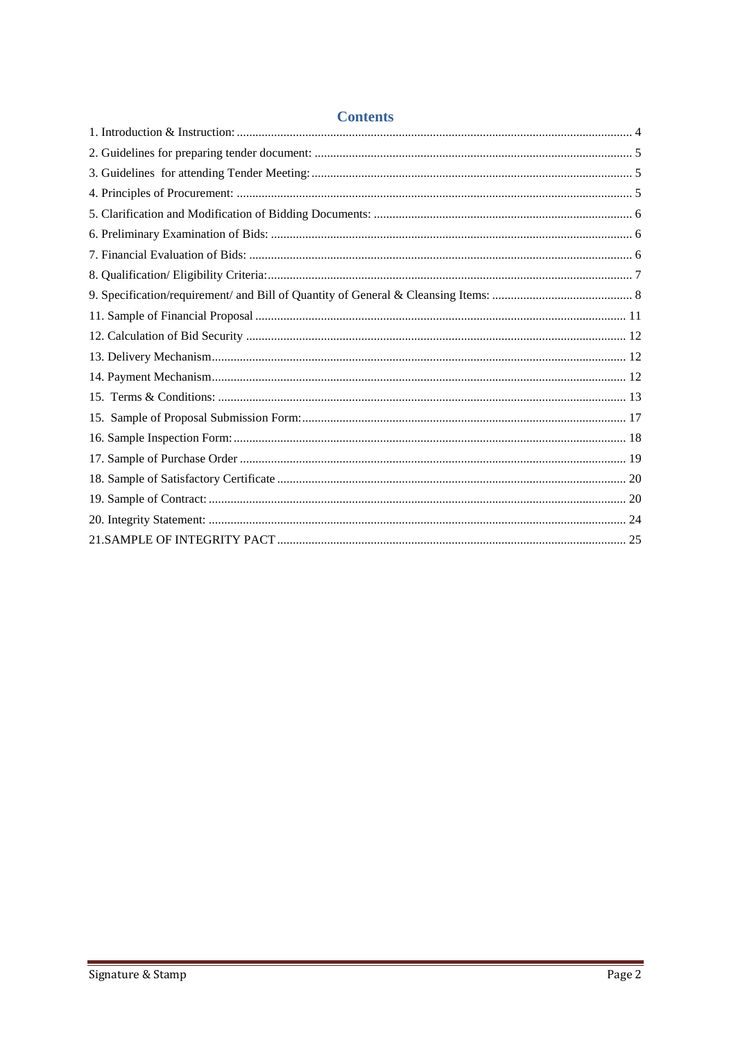## Contents

1. Introduction & Instruction: ........ 4
2. Guidelines for preparing tender document: ........ 5
3. Guidelines for attending Tender Meeting: ........ 5
4. Principles of Procurement: ........ 5
5. Clarification and Modification of Bidding Documents: ........ 6
6. Preliminary Examination of Bids: ........ 6
7. Financial Evaluation of Bids: ........ 6
8. Qualification/ Eligibility Criteria: ........ 7
9. Specification/requirement/ and Bill of Quantity of General & Cleansing Items: ........ 8
11. Sample of Financial Proposal ........ 11
12. Calculation of Bid Security ........ 12
13. Delivery Mechanism ........ 12
14. Payment Mechanism ........ 12
15. Terms & Conditions: ........ 13
15. Sample of Proposal Submission Form: ........ 17
16. Sample Inspection Form: ........ 18
17. Sample of Purchase Order ........ 19
18. Sample of Satisfactory Certificate ........ 20
19. Sample of Contract: ........ 20
20. Integrity Statement: ........ 24
21.SAMPLE OF INTEGRITY PACT ........ 25

Signature & Stamp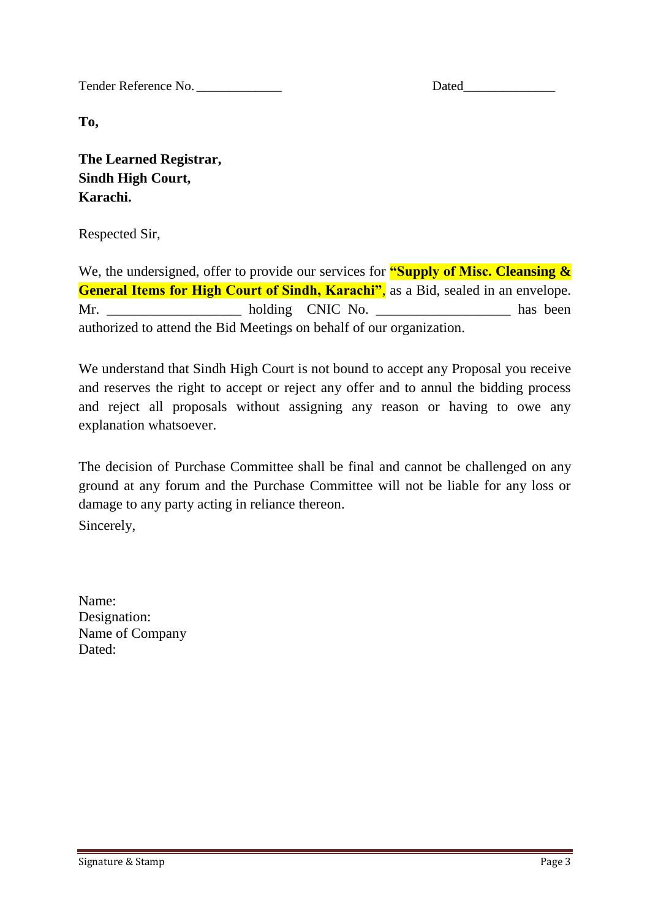Tender Reference No. _____________ Dated______________

**To,**

**The Learned Registrar,**
**Sindh High Court,**
**Karachi.**

Respected Sir,

We, the undersigned, offer to provide our services for **"Supply of Misc. Cleansing & General Items for High Court of Sindh, Karachi"**, as a Bid, sealed in an envelope. Mr. ___________________ holding CNIC No. ___________________ has been authorized to attend the Bid Meetings on behalf of our organization.

We understand that Sindh High Court is not bound to accept any Proposal you receive and reserves the right to accept or reject any offer and to annul the bidding process and reject all proposals without assigning any reason or having to owe any explanation whatsoever.

The decision of Purchase Committee shall be final and cannot be challenged on any ground at any forum and the Purchase Committee will not be liable for any loss or damage to any party acting in reliance thereon.

Sincerely,

Name:
Designation:
Name of Company
Dated:

Signature & Stamp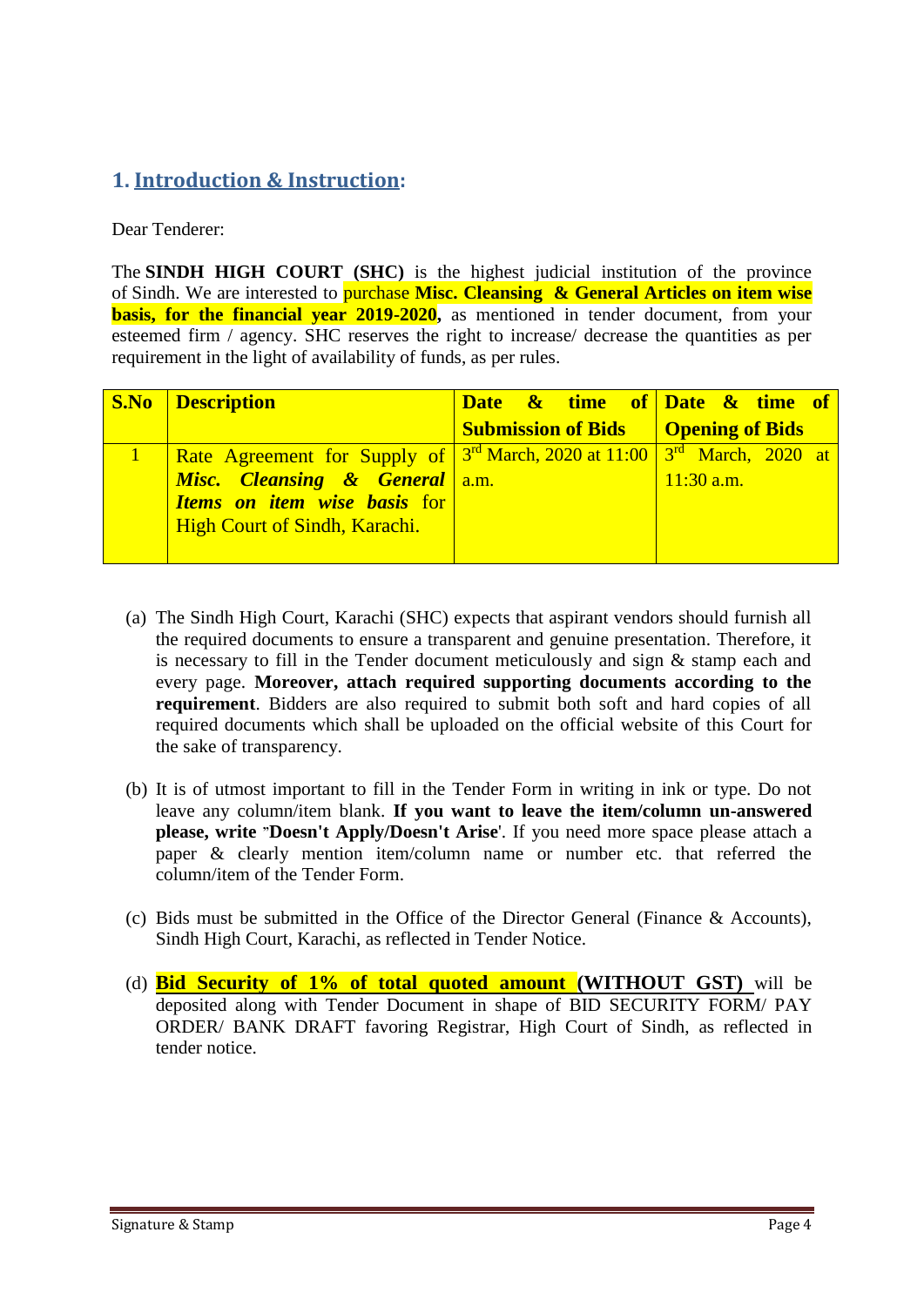## 1. Introduction & Instruction:

Dear Tenderer:

The **SINDH HIGH COURT (SHC)** is the highest judicial institution of the province of Sindh. We are interested to purchase **Misc. Cleansing & General Articles on item wise basis, for the financial year 2019-2020,** as mentioned in tender document, from your esteemed firm / agency. SHC reserves the right to increase/ decrease the quantities as per requirement in the light of availability of funds, as per rules.

| S.No | Description | Date & time of Submission of Bids | Date & time of Opening of Bids |
|---|---|---|---|
| 1 | Rate Agreement for Supply of ***Misc. Cleansing & General Items on item wise basis*** for High Court of Sindh, Karachi. | 3rd March, 2020 at 11:00 a.m. | 3rd March, 2020 at 11:30 a.m. |

(a) The Sindh High Court, Karachi (SHC) expects that aspirant vendors should furnish all the required documents to ensure a transparent and genuine presentation. Therefore, it is necessary to fill in the Tender document meticulously and sign & stamp each and every page. **Moreover, attach required supporting documents according to the requirement**. Bidders are also required to submit both soft and hard copies of all required documents which shall be uploaded on the official website of this Court for the sake of transparency.

(b) It is of utmost important to fill in the Tender Form in writing in ink or type. Do not leave any column/item blank. **If you want to leave the item/column un-answered please, write "Doesn't Apply/Doesn't Arise**'. If you need more space please attach a paper & clearly mention item/column name or number etc. that referred the column/item of the Tender Form.

(c) Bids must be submitted in the Office of the Director General (Finance & Accounts), Sindh High Court, Karachi, as reflected in Tender Notice.

(d) **Bid Security of 1% of total quoted amount (WITHOUT GST)** will be deposited along with Tender Document in shape of BID SECURITY FORM/ PAY ORDER/ BANK DRAFT favoring Registrar, High Court of Sindh, as reflected in tender notice.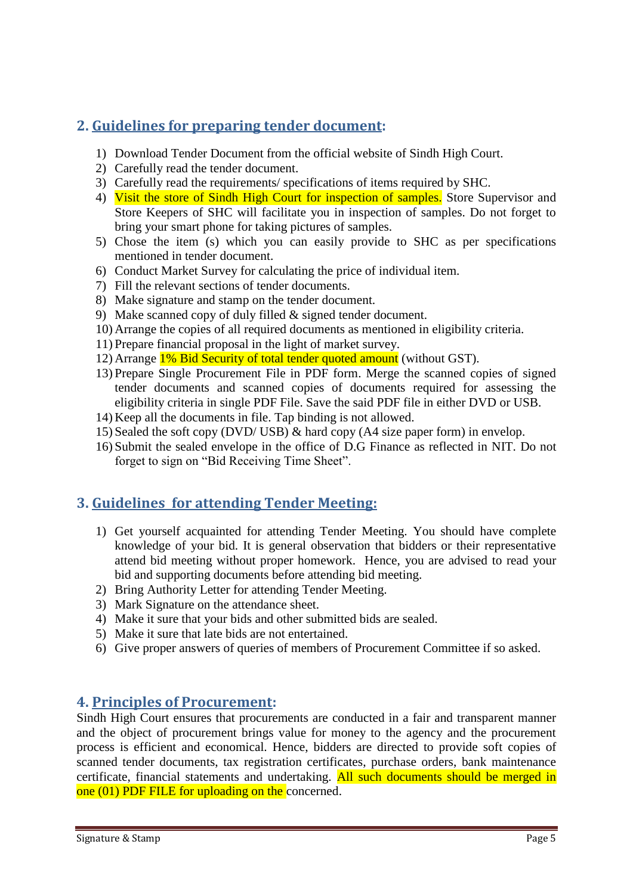## 2. Guidelines for preparing tender document:

1) Download Tender Document from the official website of Sindh High Court.
2) Carefully read the tender document.
3) Carefully read the requirements/ specifications of items required by SHC.
4) Visit the store of Sindh High Court for inspection of samples. Store Supervisor and Store Keepers of SHC will facilitate you in inspection of samples. Do not forget to bring your smart phone for taking pictures of samples.
5) Chose the item (s) which you can easily provide to SHC as per specifications mentioned in tender document.
6) Conduct Market Survey for calculating the price of individual item.
7) Fill the relevant sections of tender documents.
8) Make signature and stamp on the tender document.
9) Make scanned copy of duly filled & signed tender document.
10) Arrange the copies of all required documents as mentioned in eligibility criteria.
11) Prepare financial proposal in the light of market survey.
12) Arrange 1% Bid Security of total tender quoted amount (without GST).
13) Prepare Single Procurement File in PDF form. Merge the scanned copies of signed tender documents and scanned copies of documents required for assessing the eligibility criteria in single PDF File. Save the said PDF file in either DVD or USB.
14) Keep all the documents in file. Tap binding is not allowed.
15) Sealed the soft copy (DVD/ USB) & hard copy (A4 size paper form) in envelop.
16) Submit the sealed envelope in the office of D.G Finance as reflected in NIT. Do not forget to sign on "Bid Receiving Time Sheet".

## 3. Guidelines for attending Tender Meeting:

1) Get yourself acquainted for attending Tender Meeting. You should have complete knowledge of your bid. It is general observation that bidders or their representative attend bid meeting without proper homework. Hence, you are advised to read your bid and supporting documents before attending bid meeting.
2) Bring Authority Letter for attending Tender Meeting.
3) Mark Signature on the attendance sheet.
4) Make it sure that your bids and other submitted bids are sealed.
5) Make it sure that late bids are not entertained.
6) Give proper answers of queries of members of Procurement Committee if so asked.

## 4. Principles of Procurement:

Sindh High Court ensures that procurements are conducted in a fair and transparent manner and the object of procurement brings value for money to the agency and the procurement process is efficient and economical. Hence, bidders are directed to provide soft copies of scanned tender documents, tax registration certificates, purchase orders, bank maintenance certificate, financial statements and undertaking. All such documents should be merged in one (01) PDF FILE for uploading on the concerned.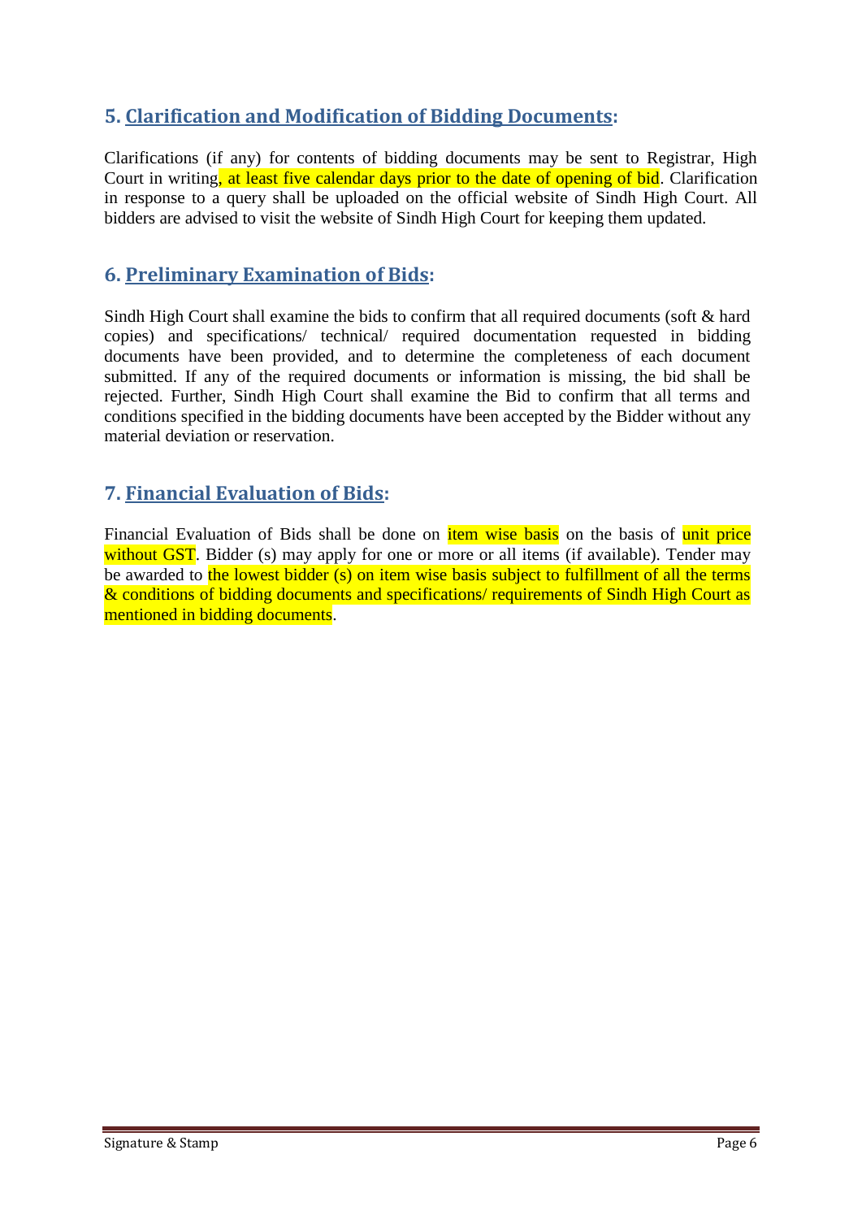## 5. Clarification and Modification of Bidding Documents:

Clarifications (if any) for contents of bidding documents may be sent to Registrar, High Court in writing, at least five calendar days prior to the date of opening of bid. Clarification in response to a query shall be uploaded on the official website of Sindh High Court. All bidders are advised to visit the website of Sindh High Court for keeping them updated.

## 6. Preliminary Examination of Bids:

Sindh High Court shall examine the bids to confirm that all required documents (soft & hard copies) and specifications/ technical/ required documentation requested in bidding documents have been provided, and to determine the completeness of each document submitted. If any of the required documents or information is missing, the bid shall be rejected. Further, Sindh High Court shall examine the Bid to confirm that all terms and conditions specified in the bidding documents have been accepted by the Bidder without any material deviation or reservation.

## 7. Financial Evaluation of Bids:

Financial Evaluation of Bids shall be done on item wise basis on the basis of unit price without GST. Bidder (s) may apply for one or more or all items (if available). Tender may be awarded to the lowest bidder (s) on item wise basis subject to fulfillment of all the terms & conditions of bidding documents and specifications/ requirements of Sindh High Court as mentioned in bidding documents.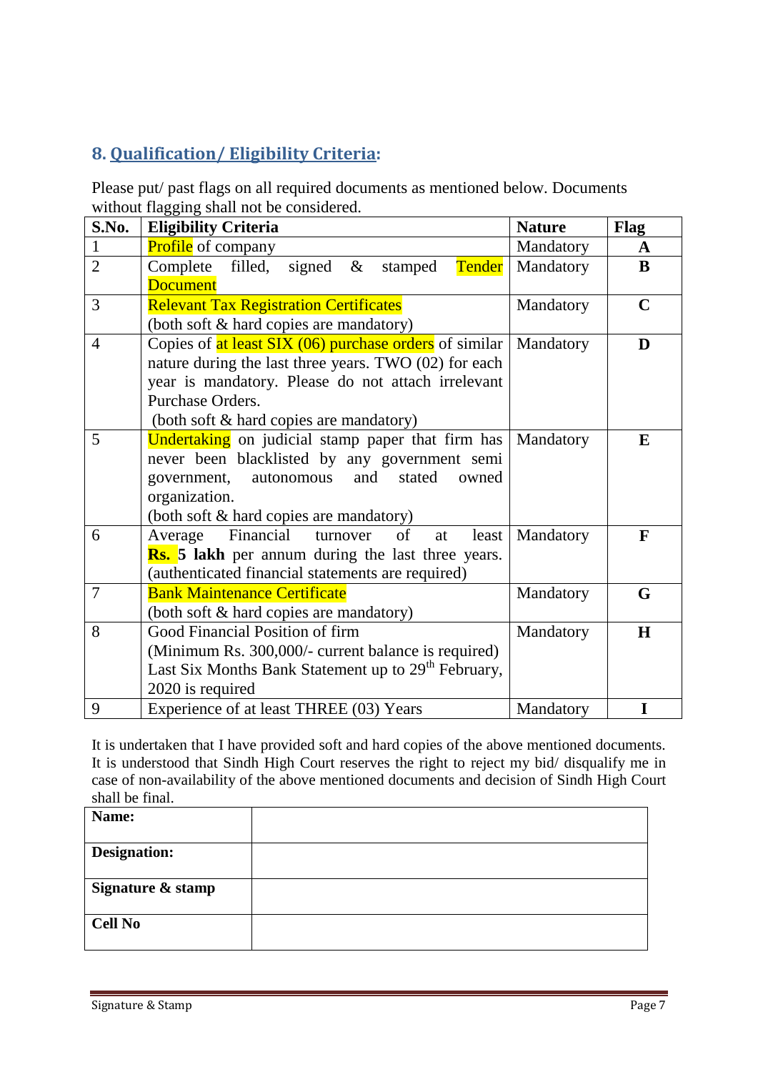## 8. Qualification/ Eligibility Criteria:

Please put/ past flags on all required documents as mentioned below. Documents without flagging shall not be considered.

| S.No. | Eligibility Criteria | Nature | Flag |
|---|---|---|---|
| 1 | Profile of company | Mandatory | **A** |
| 2 | Complete filled, signed & stamped Tender Document | Mandatory | **B** |
| 3 | Relevant Tax Registration Certificates (both soft & hard copies are mandatory) | Mandatory | **C** |
| 4 | Copies of at least SIX (06) purchase orders of similar nature during the last three years. TWO (02) for each year is mandatory. Please do not attach irrelevant Purchase Orders. (both soft & hard copies are mandatory) | Mandatory | **D** |
| 5 | Undertaking on judicial stamp paper that firm has never been blacklisted by any government semi government, autonomous and stated owned organization. (both soft & hard copies are mandatory) | Mandatory | **E** |
| 6 | Average Financial turnover of at least **Rs. 5 lakh** per annum during the last three years. (authenticated financial statements are required) | Mandatory | **F** |
| 7 | Bank Maintenance Certificate (both soft & hard copies are mandatory) | Mandatory | **G** |
| 8 | Good Financial Position of firm (Minimum Rs. 300,000/- current balance is required) Last Six Months Bank Statement up to 29th February, 2020 is required | Mandatory | **H** |
| 9 | Experience of at least THREE (03) Years | Mandatory | **I** |

It is undertaken that I have provided soft and hard copies of the above mentioned documents. It is understood that Sindh High Court reserves the right to reject my bid/ disqualify me in case of non-availability of the above mentioned documents and decision of Sindh High Court shall be final.

| **Name:** | |
|---|---|
| **Designation:** | |
| **Signature & stamp** | |
| **Cell No** | |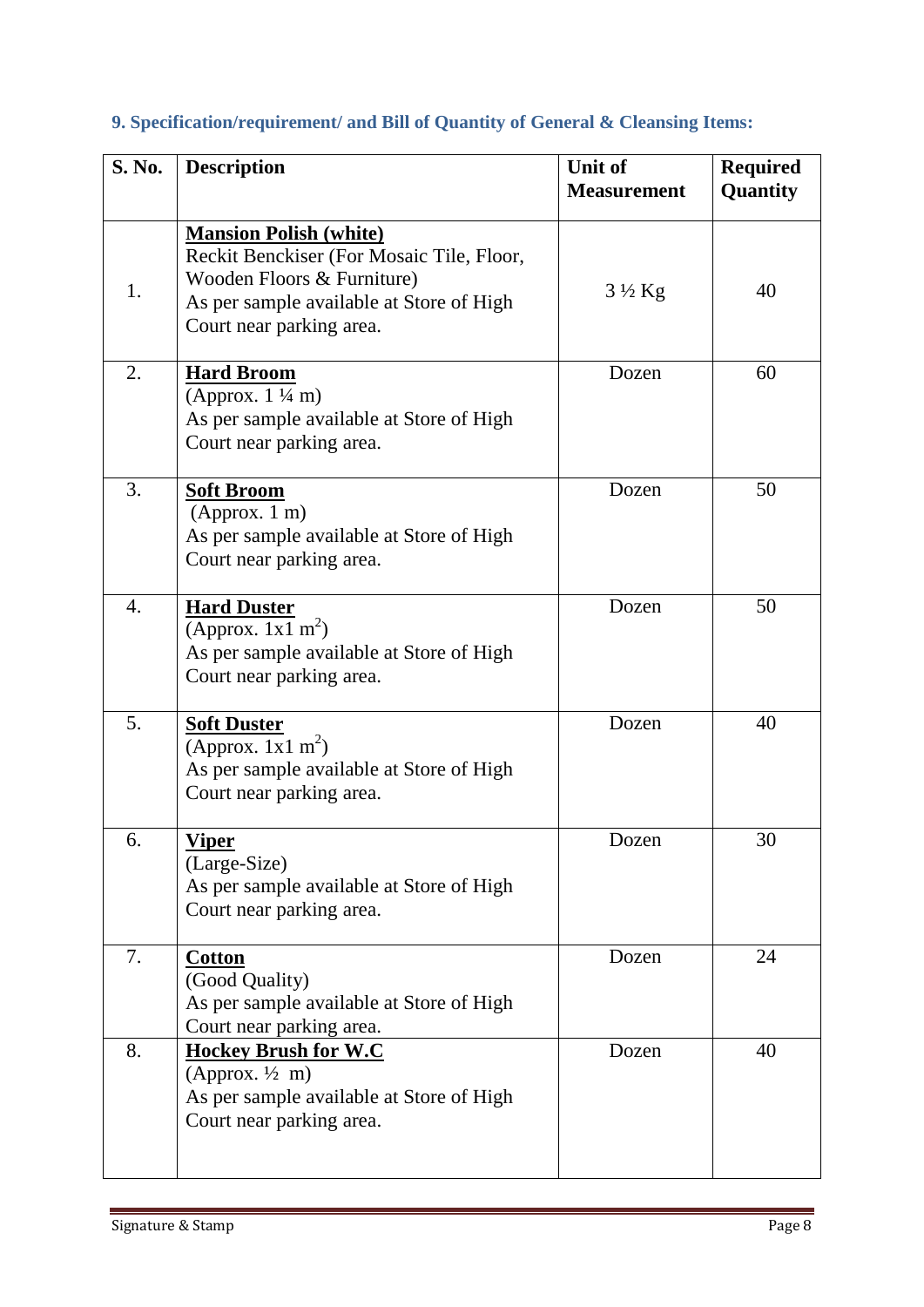### 9. Specification/requirement/ and Bill of Quantity of General & Cleansing Items:

| S. No. | Description | Unit of Measurement | Required Quantity |
|---|---|---|---|
| 1. | **Mansion Polish (white)**<br>Reckit Benckiser (For Mosaic Tile, Floor, Wooden Floors & Furniture)<br>As per sample available at Store of High Court near parking area. | 3 ½ Kg | 40 |
| 2. | **Hard Broom**<br>(Approx. 1 ¼ m)<br>As per sample available at Store of High Court near parking area. | Dozen | 60 |
| 3. | **Soft Broom**<br>(Approx. 1 m)<br>As per sample available at Store of High Court near parking area. | Dozen | 50 |
| 4. | **Hard Duster**<br>(Approx. 1x1 $m^2$)<br>As per sample available at Store of High Court near parking area. | Dozen | 50 |
| 5. | **Soft Duster**<br>(Approx. 1x1 $m^2$)<br>As per sample available at Store of High Court near parking area. | Dozen | 40 |
| 6. | **Viper**<br>(Large-Size)<br>As per sample available at Store of High Court near parking area. | Dozen | 30 |
| 7. | **Cotton**<br>(Good Quality)<br>As per sample available at Store of High Court near parking area. | Dozen | 24 |
| 8. | **Hockey Brush for W.C**<br>(Approx. ½ m)<br>As per sample available at Store of High Court near parking area. | Dozen | 40 |

Signature & Stamp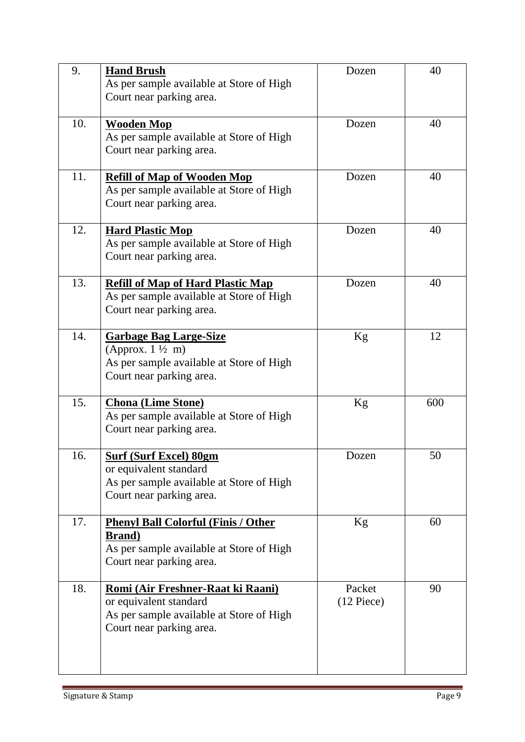| 9. | **Hand Brush**<br>As per sample available at Store of High Court near parking area. | Dozen | 40 |
|---|---|---|---|
| 10. | **Wooden Mop**<br>As per sample available at Store of High Court near parking area. | Dozen | 40 |
| 11. | **Refill of Map of Wooden Mop**<br>As per sample available at Store of High Court near parking area. | Dozen | 40 |
| 12. | **Hard Plastic Mop**<br>As per sample available at Store of High Court near parking area. | Dozen | 40 |
| 13. | **Refill of Map of Hard Plastic Map**<br>As per sample available at Store of High Court near parking area. | Dozen | 40 |
| 14. | **Garbage Bag Large-Size**<br>(Approx. 1 ½ m)<br>As per sample available at Store of High Court near parking area. | Kg | 12 |
| 15. | **Chona (Lime Stone)**<br>As per sample available at Store of High Court near parking area. | Kg | 600 |
| 16. | **Surf (Surf Excel) 80gm**<br>or equivalent standard<br>As per sample available at Store of High Court near parking area. | Dozen | 50 |
| 17. | **Phenyl Ball Colorful (Finis / Other Brand)**<br>As per sample available at Store of High Court near parking area. | Kg | 60 |
| 18. | **Romi (Air Freshner-Raat ki Raani)**<br>or equivalent standard<br>As per sample available at Store of High Court near parking area. | Packet (12 Piece) | 90 |

Signature & Stamp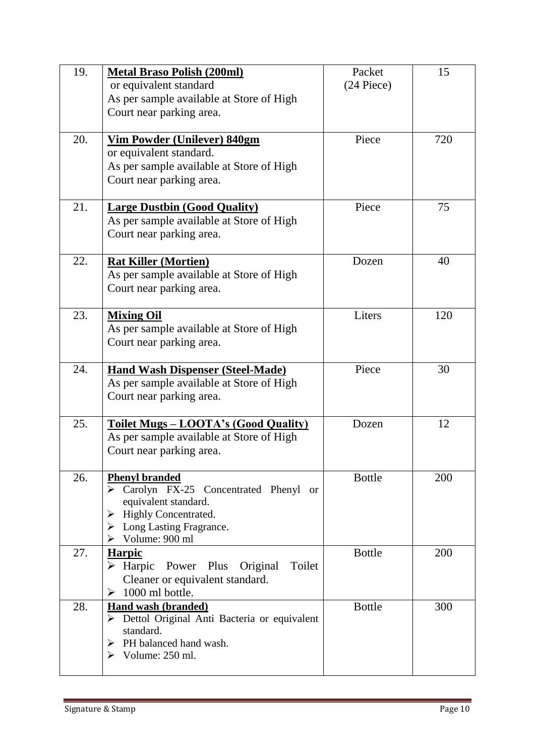| 19. | **Metal Braso Polish (200ml)**<br>or equivalent standard<br>As per sample available at Store of High Court near parking area. | Packet<br>(24 Piece) | 15 |
|---|---|---|---|
| 20. | **Vim Powder (Unilever) 840gm**<br>or equivalent standard.<br>As per sample available at Store of High Court near parking area. | Piece | 720 |
| 21. | **Large Dustbin (Good Quality)**<br>As per sample available at Store of High Court near parking area. | Piece | 75 |
| 22. | **Rat Killer (Mortien)**<br>As per sample available at Store of High Court near parking area. | Dozen | 40 |
| 23. | **Mixing Oil**<br>As per sample available at Store of High Court near parking area. | Liters | 120 |
| 24. | **Hand Wash Dispenser (Steel-Made)**<br>As per sample available at Store of High Court near parking area. | Piece | 30 |
| 25. | **Toilet Mugs – LOOTA's (Good Quality)**<br>As per sample available at Store of High Court near parking area. | Dozen | 12 |
| 26. | **Phenyl branded**<br>➢ Carolyn FX-25 Concentrated Phenyl or equivalent standard.<br>➢ Highly Concentrated.<br>➢ Long Lasting Fragrance.<br>➢ Volume: 900 ml | Bottle | 200 |
| 27. | **Harpic**<br>➢ Harpic Power Plus Original Toilet Cleaner or equivalent standard.<br>➢ 1000 ml bottle. | Bottle | 200 |
| 28. | **Hand wash (branded)**<br>➢ Dettol Original Anti Bacteria or equivalent standard.<br>➢ PH balanced hand wash.<br>➢ Volume: 250 ml. | Bottle | 300 |

Signature & Stamp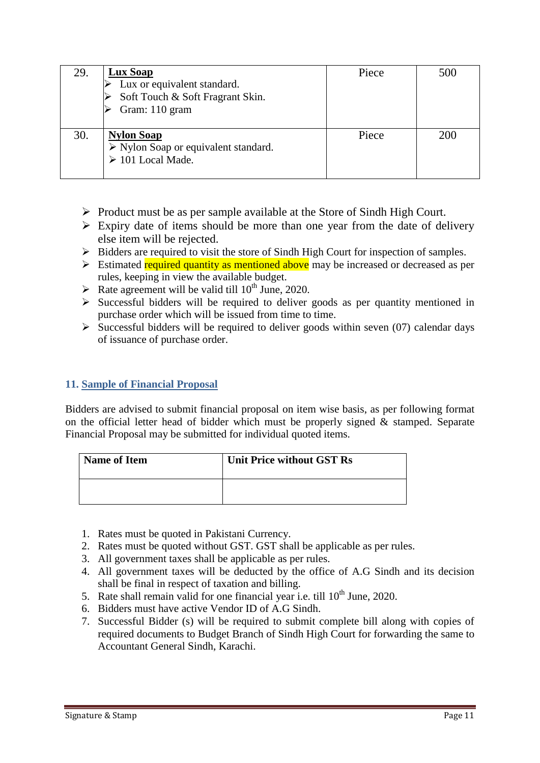| 29. | **Lux Soap**<br>➢ Lux or equivalent standard.<br>➢ Soft Touch & Soft Fragrant Skin.<br>➢ Gram: 110 gram | Piece | 500 |
|---|---|---|---|
| 30. | **Nylon Soap**<br>➢ Nylon Soap or equivalent standard.<br>➢ 101 Local Made. | Piece | 200 |

- Product must be as per sample available at the Store of Sindh High Court.
- Expiry date of items should be more than one year from the date of delivery else item will be rejected.
- Bidders are required to visit the store of Sindh High Court for inspection of samples.
- Estimated required quantity as mentioned above may be increased or decreased as per rules, keeping in view the available budget.
- Rate agreement will be valid till 10th June, 2020.
- Successful bidders will be required to deliver goods as per quantity mentioned in purchase order which will be issued from time to time.
- Successful bidders will be required to deliver goods within seven (07) calendar days of issuance of purchase order.

## 11. Sample of Financial Proposal

Bidders are advised to submit financial proposal on item wise basis, as per following format on the official letter head of bidder which must be properly signed & stamped. Separate Financial Proposal may be submitted for individual quoted items.

| Name of Item | Unit Price without GST Rs |
|---|---|
| | |

1. Rates must be quoted in Pakistani Currency.
2. Rates must be quoted without GST. GST shall be applicable as per rules.
3. All government taxes shall be applicable as per rules.
4. All government taxes will be deducted by the office of A.G Sindh and its decision shall be final in respect of taxation and billing.
5. Rate shall remain valid for one financial year i.e. till 10th June, 2020.
6. Bidders must have active Vendor ID of A.G Sindh.
7. Successful Bidder (s) will be required to submit complete bill along with copies of required documents to Budget Branch of Sindh High Court for forwarding the same to Accountant General Sindh, Karachi.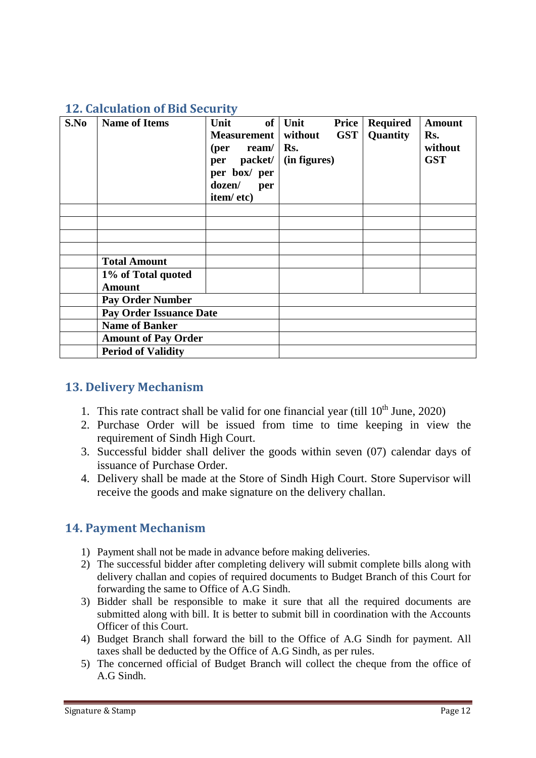## 12. Calculation of Bid Security

| S.No | Name of Items | Unit of Measurement (per ream/ per packet/ per box/ per dozen/ per item/ etc) | Unit Price without GST Rs. (in figures) | Required Quantity | Amount Rs. without GST |
|---|---|---|---|---|---|
| | | | | | |
| | | | | | |
| | | | | | |
| | | | | | |
| | **Total Amount** | | | | |
| | **1% of Total quoted Amount** | | | | |
| | **Pay Order Number** | | | | |
| | **Pay Order Issuance Date** | | | | |
| | **Name of Banker** | | | | |
| | **Amount of Pay Order** | | | | |
| | **Period of Validity** | | | | |

## 13. Delivery Mechanism

1. This rate contract shall be valid for one financial year (till 10th June, 2020)
2. Purchase Order will be issued from time to time keeping in view the requirement of Sindh High Court.
3. Successful bidder shall deliver the goods within seven (07) calendar days of issuance of Purchase Order.
4. Delivery shall be made at the Store of Sindh High Court. Store Supervisor will receive the goods and make signature on the delivery challan.

## 14. Payment Mechanism

1) Payment shall not be made in advance before making deliveries.
2) The successful bidder after completing delivery will submit complete bills along with delivery challan and copies of required documents to Budget Branch of this Court for forwarding the same to Office of A.G Sindh.
3) Bidder shall be responsible to make it sure that all the required documents are submitted along with bill. It is better to submit bill in coordination with the Accounts Officer of this Court.
4) Budget Branch shall forward the bill to the Office of A.G Sindh for payment. All taxes shall be deducted by the Office of A.G Sindh, as per rules.
5) The concerned official of Budget Branch will collect the cheque from the office of A.G Sindh.

Signature & Stamp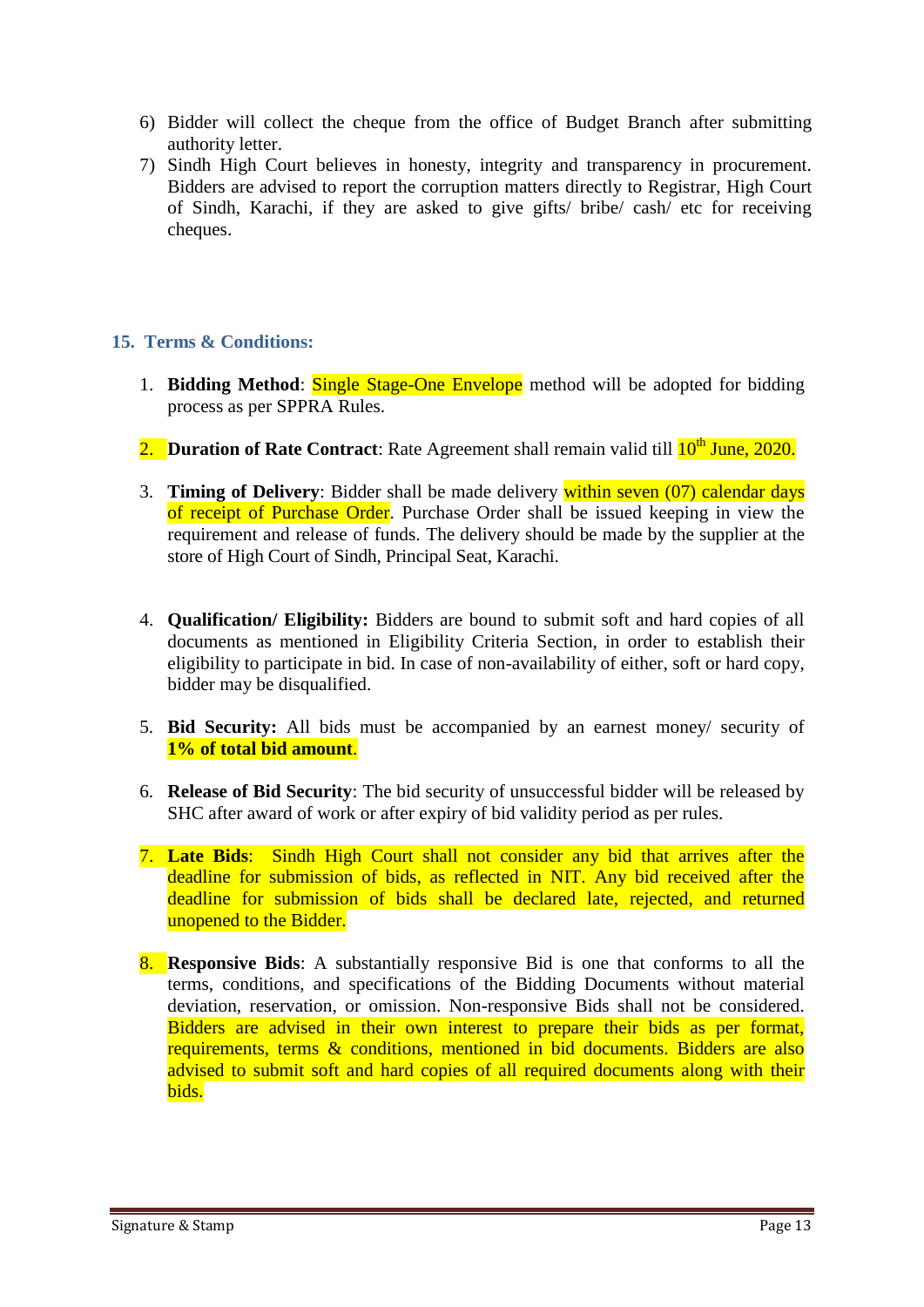6) Bidder will collect the cheque from the office of Budget Branch after submitting authority letter.
7) Sindh High Court believes in honesty, integrity and transparency in procurement. Bidders are advised to report the corruption matters directly to Registrar, High Court of Sindh, Karachi, if they are asked to give gifts/ bribe/ cash/ etc for receiving cheques.

## 15. Terms & Conditions:

1. **Bidding Method**: Single Stage-One Envelope method will be adopted for bidding process as per SPPRA Rules.

2. **Duration of Rate Contract**: Rate Agreement shall remain valid till 10th June, 2020.

3. **Timing of Delivery**: Bidder shall be made delivery within seven (07) calendar days of receipt of Purchase Order. Purchase Order shall be issued keeping in view the requirement and release of funds. The delivery should be made by the supplier at the store of High Court of Sindh, Principal Seat, Karachi.

4. **Qualification/ Eligibility:** Bidders are bound to submit soft and hard copies of all documents as mentioned in Eligibility Criteria Section, in order to establish their eligibility to participate in bid. In case of non-availability of either, soft or hard copy, bidder may be disqualified.

5. **Bid Security:** All bids must be accompanied by an earnest money/ security of **1% of total bid amount**.

6. **Release of Bid Security**: The bid security of unsuccessful bidder will be released by SHC after award of work or after expiry of bid validity period as per rules.

7. **Late Bids**: Sindh High Court shall not consider any bid that arrives after the deadline for submission of bids, as reflected in NIT. Any bid received after the deadline for submission of bids shall be declared late, rejected, and returned unopened to the Bidder.

8. **Responsive Bids**: A substantially responsive Bid is one that conforms to all the terms, conditions, and specifications of the Bidding Documents without material deviation, reservation, or omission. Non-responsive Bids shall not be considered. Bidders are advised in their own interest to prepare their bids as per format, requirements, terms & conditions, mentioned in bid documents. Bidders are also advised to submit soft and hard copies of all required documents along with their bids.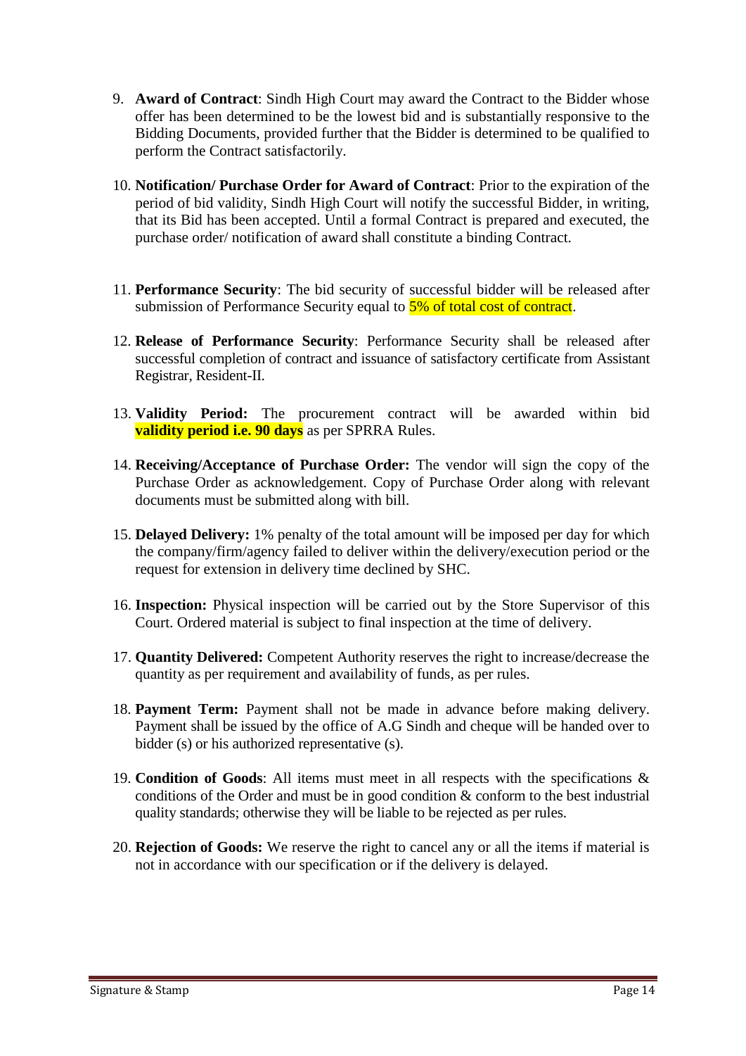9. **Award of Contract**: Sindh High Court may award the Contract to the Bidder whose offer has been determined to be the lowest bid and is substantially responsive to the Bidding Documents, provided further that the Bidder is determined to be qualified to perform the Contract satisfactorily.

10. **Notification/ Purchase Order for Award of Contract**: Prior to the expiration of the period of bid validity, Sindh High Court will notify the successful Bidder, in writing, that its Bid has been accepted. Until a formal Contract is prepared and executed, the purchase order/ notification of award shall constitute a binding Contract.

11. **Performance Security**: The bid security of successful bidder will be released after submission of Performance Security equal to 5% of total cost of contract.

12. **Release of Performance Security**: Performance Security shall be released after successful completion of contract and issuance of satisfactory certificate from Assistant Registrar, Resident-II.

13. **Validity Period:** The procurement contract will be awarded within bid **validity period i.e. 90 days** as per SPRRA Rules.

14. **Receiving/Acceptance of Purchase Order:** The vendor will sign the copy of the Purchase Order as acknowledgement. Copy of Purchase Order along with relevant documents must be submitted along with bill.

15. **Delayed Delivery:** 1% penalty of the total amount will be imposed per day for which the company/firm/agency failed to deliver within the delivery/execution period or the request for extension in delivery time declined by SHC.

16. **Inspection:** Physical inspection will be carried out by the Store Supervisor of this Court. Ordered material is subject to final inspection at the time of delivery.

17. **Quantity Delivered:** Competent Authority reserves the right to increase/decrease the quantity as per requirement and availability of funds, as per rules.

18. **Payment Term:** Payment shall not be made in advance before making delivery. Payment shall be issued by the office of A.G Sindh and cheque will be handed over to bidder (s) or his authorized representative (s).

19. **Condition of Goods**: All items must meet in all respects with the specifications & conditions of the Order and must be in good condition & conform to the best industrial quality standards; otherwise they will be liable to be rejected as per rules.

20. **Rejection of Goods:** We reserve the right to cancel any or all the items if material is not in accordance with our specification or if the delivery is delayed.

Signature & Stamp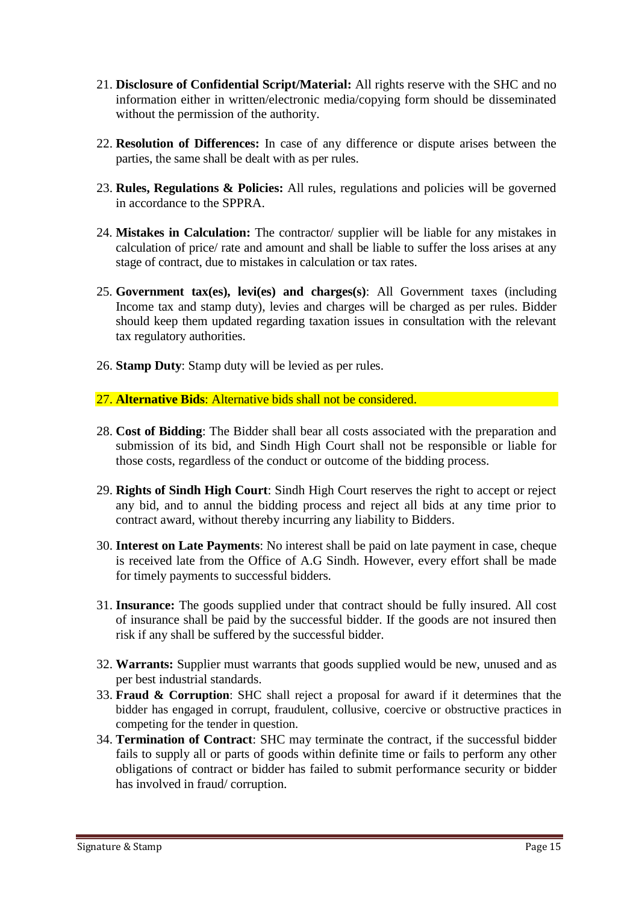21. **Disclosure of Confidential Script/Material:** All rights reserve with the SHC and no information either in written/electronic media/copying form should be disseminated without the permission of the authority.

22. **Resolution of Differences:** In case of any difference or dispute arises between the parties, the same shall be dealt with as per rules.

23. **Rules, Regulations & Policies:** All rules, regulations and policies will be governed in accordance to the SPPRA.

24. **Mistakes in Calculation:** The contractor/ supplier will be liable for any mistakes in calculation of price/ rate and amount and shall be liable to suffer the loss arises at any stage of contract, due to mistakes in calculation or tax rates.

25. **Government tax(es), levi(es) and charges(s)**: All Government taxes (including Income tax and stamp duty), levies and charges will be charged as per rules. Bidder should keep them updated regarding taxation issues in consultation with the relevant tax regulatory authorities.

26. **Stamp Duty**: Stamp duty will be levied as per rules.

27. **Alternative Bids**: Alternative bids shall not be considered.

28. **Cost of Bidding**: The Bidder shall bear all costs associated with the preparation and submission of its bid, and Sindh High Court shall not be responsible or liable for those costs, regardless of the conduct or outcome of the bidding process.

29. **Rights of Sindh High Court**: Sindh High Court reserves the right to accept or reject any bid, and to annul the bidding process and reject all bids at any time prior to contract award, without thereby incurring any liability to Bidders.

30. **Interest on Late Payments**: No interest shall be paid on late payment in case, cheque is received late from the Office of A.G Sindh. However, every effort shall be made for timely payments to successful bidders.

31. **Insurance:** The goods supplied under that contract should be fully insured. All cost of insurance shall be paid by the successful bidder. If the goods are not insured then risk if any shall be suffered by the successful bidder.

32. **Warrants:** Supplier must warrants that goods supplied would be new, unused and as per best industrial standards.

33. **Fraud & Corruption**: SHC shall reject a proposal for award if it determines that the bidder has engaged in corrupt, fraudulent, collusive, coercive or obstructive practices in competing for the tender in question.

34. **Termination of Contract**: SHC may terminate the contract, if the successful bidder fails to supply all or parts of goods within definite time or fails to perform any other obligations of contract or bidder has failed to submit performance security or bidder has involved in fraud/ corruption.

Signature & Stamp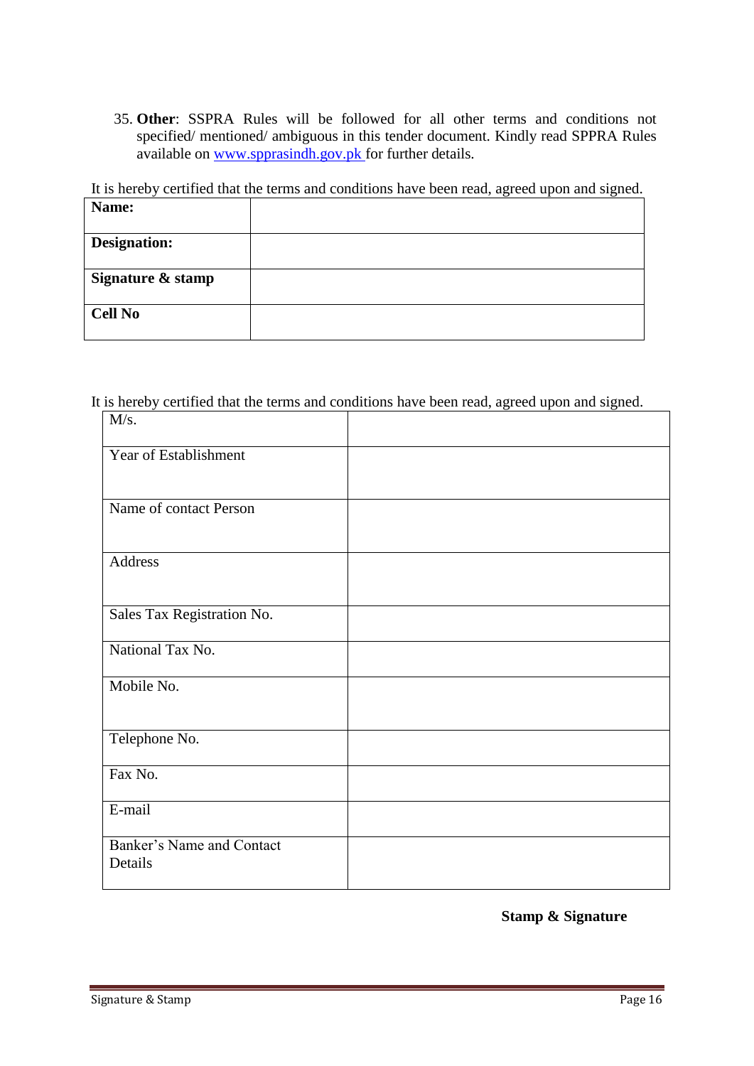35. **Other**: SSPRA Rules will be followed for all other terms and conditions not specified/ mentioned/ ambiguous in this tender document. Kindly read SPPRA Rules available on www.spprasindh.gov.pk for further details.

It is hereby certified that the terms and conditions have been read, agreed upon and signed.

| **Name:** | |
|---|---|
| **Designation:** | |
| **Signature & stamp** | |
| **Cell No** | |

It is hereby certified that the terms and conditions have been read, agreed upon and signed.

| M/s. | |
|---|---|
| Year of Establishment | |
| Name of contact Person | |
| Address | |
| Sales Tax Registration No. | |
| National Tax No. | |
| Mobile No. | |
| Telephone No. | |
| Fax No. | |
| E-mail | |
| Banker's Name and Contact Details | |

**Stamp & Signature**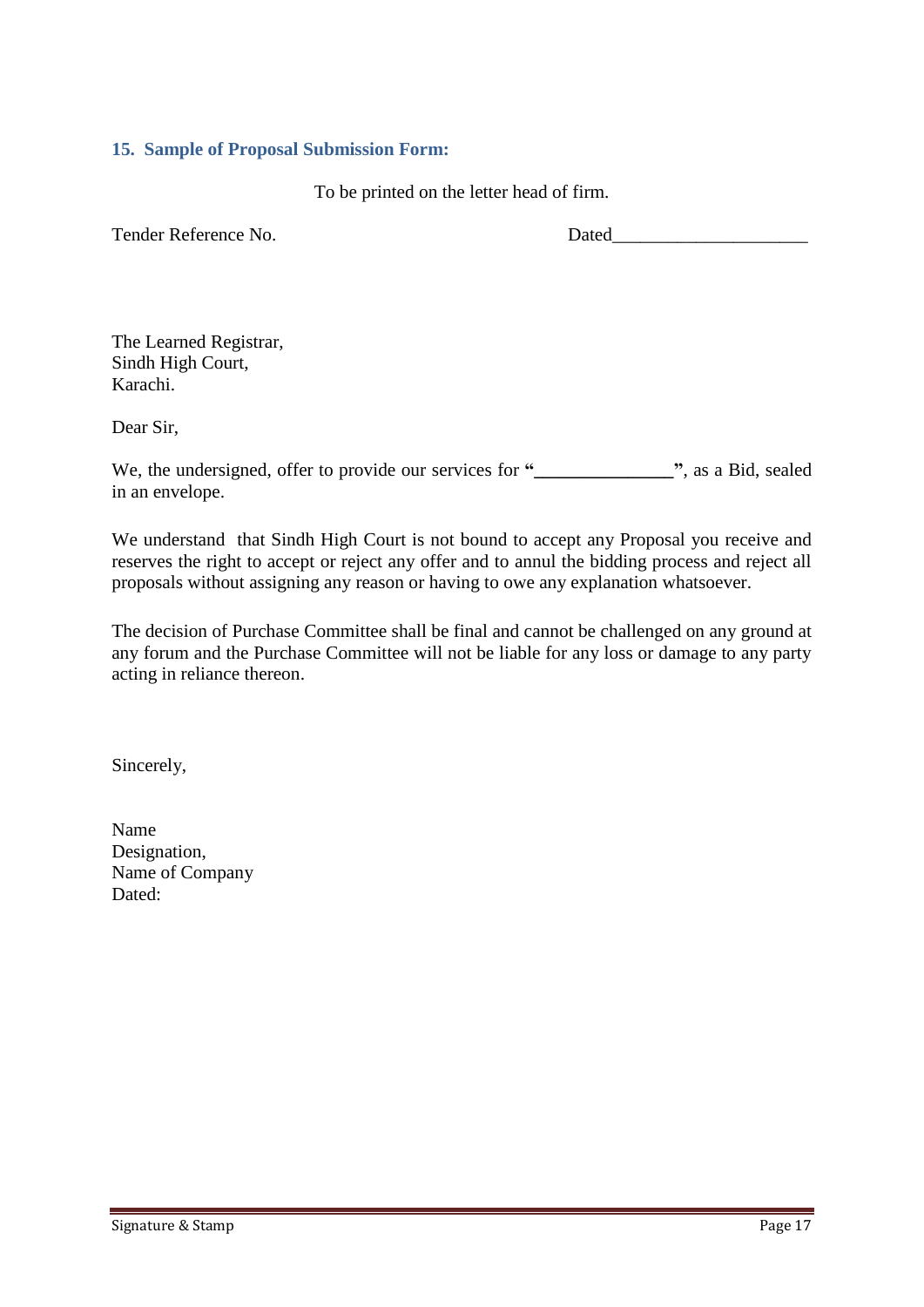### 15. Sample of Proposal Submission Form:

To be printed on the letter head of firm.

Tender Reference No. Dated____________________

The Learned Registrar,
Sindh High Court,
Karachi.

Dear Sir,

We, the undersigned, offer to provide our services for **"______________"**, as a Bid, sealed in an envelope.

We understand that Sindh High Court is not bound to accept any Proposal you receive and reserves the right to accept or reject any offer and to annul the bidding process and reject all proposals without assigning any reason or having to owe any explanation whatsoever.

The decision of Purchase Committee shall be final and cannot be challenged on any ground at any forum and the Purchase Committee will not be liable for any loss or damage to any party acting in reliance thereon.

Sincerely,

Name
Designation,
Name of Company
Dated:

Signature & Stamp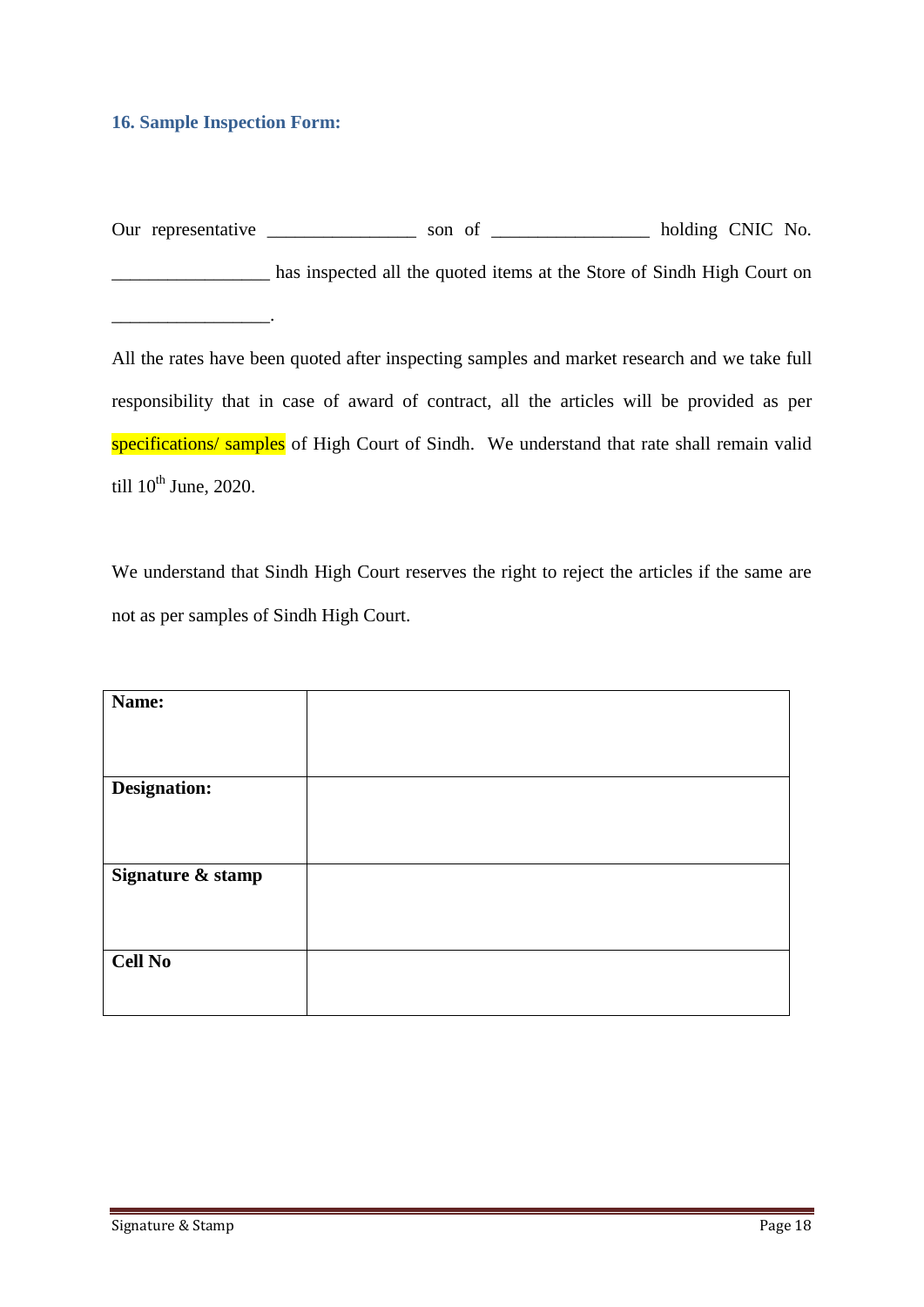### 16. Sample Inspection Form:

Our representative ________________ son of _________________ holding CNIC No. _________________ has inspected all the quoted items at the Store of Sindh High Court on _________________.

All the rates have been quoted after inspecting samples and market research and we take full responsibility that in case of award of contract, all the articles will be provided as per specifications/ samples of High Court of Sindh. We understand that rate shall remain valid till 10th June, 2020.

We understand that Sindh High Court reserves the right to reject the articles if the same are not as per samples of Sindh High Court.

| **Name:** | |
|---|---|
| **Designation:** | |
| **Signature & stamp** | |
| **Cell No** | |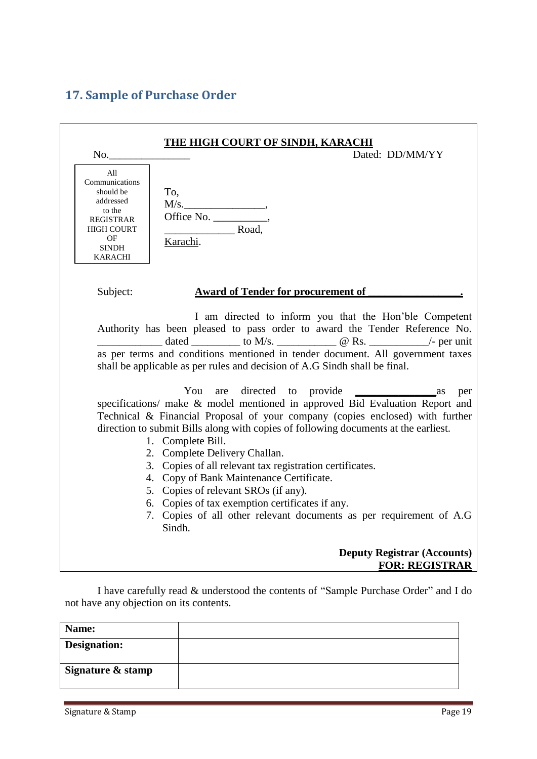## 17. Sample of Purchase Order

**THE HIGH COURT OF SINDH, KARACHI**

No._______________ Dated: DD/MM/YY

| All Communications should be addressed to the REGISTRAR HIGH COURT OF SINDH KARACHI |
|---|

To,
M/s._______________,
Office No. __________,
_____________ Road,
Karachi.

Subject: **Award of Tender for procurement of _________________.**

I am directed to inform you that the Hon'ble Competent Authority has been pleased to pass order to award the Tender Reference No. ____________ dated _________ to M/s. ___________ @ Rs. ___________/- per unit as per terms and conditions mentioned in tender document. All government taxes shall be applicable as per rules and decision of A.G Sindh shall be final.

You are directed to provide **_______________** as per specifications/ make & model mentioned in approved Bid Evaluation Report and Technical & Financial Proposal of your company (copies enclosed) with further direction to submit Bills along with copies of following documents at the earliest.

1. Complete Bill.
2. Complete Delivery Challan.
3. Copies of all relevant tax registration certificates.
4. Copy of Bank Maintenance Certificate.
5. Copies of relevant SROs (if any).
6. Copies of tax exemption certificates if any.
7. Copies of all other relevant documents as per requirement of A.G Sindh.

**Deputy Registrar (Accounts)**
**FOR: REGISTRAR**

I have carefully read & understood the contents of "Sample Purchase Order" and I do not have any objection on its contents.

| **Name:** | |
|---|---|
| **Designation:** | |
| **Signature & stamp** | |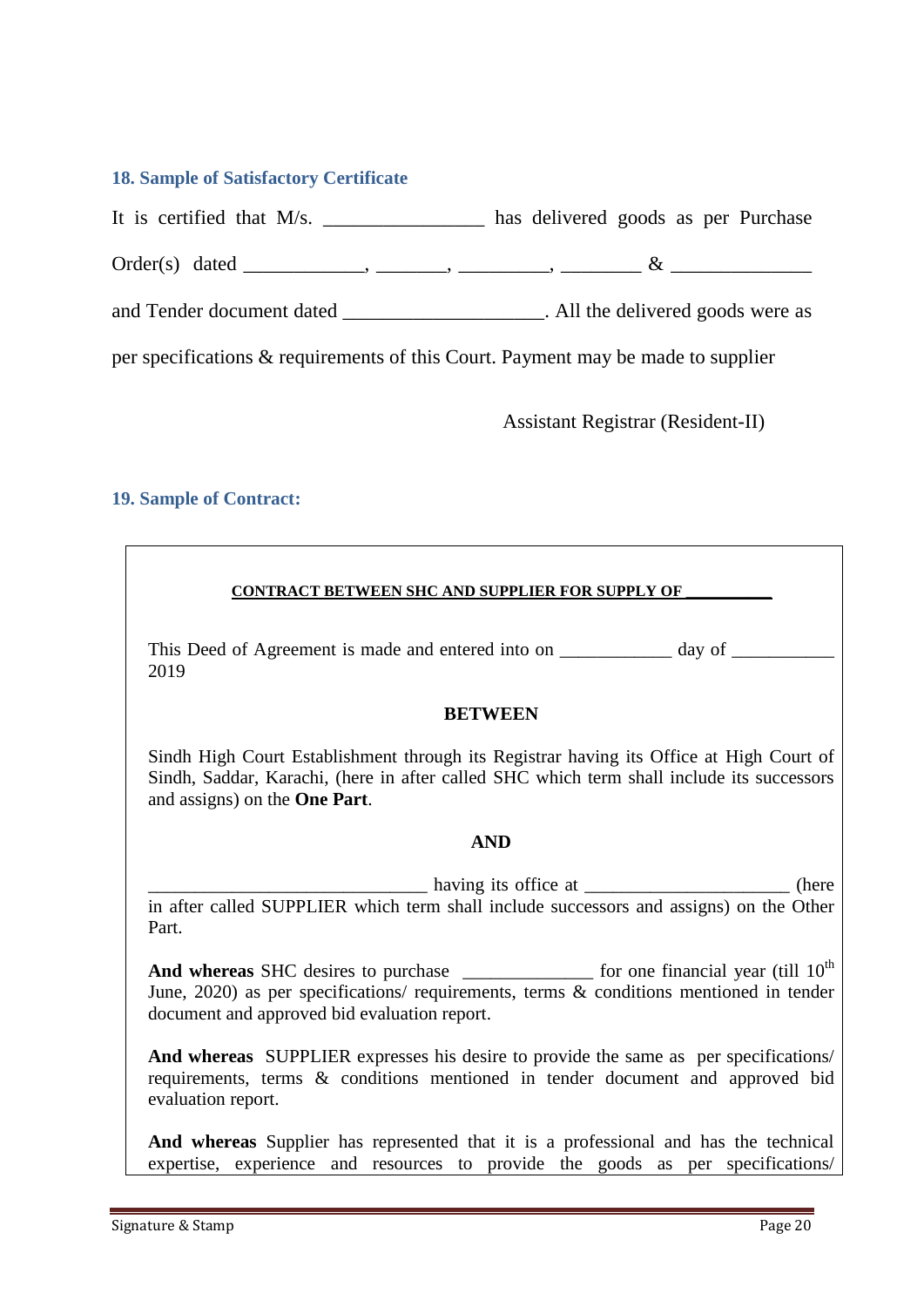### 18. Sample of Satisfactory Certificate

It is certified that M/s. ________________ has delivered goods as per Purchase Order(s) dated _____________, ________, __________, _________ & _______________ and Tender document dated _____________________. All the delivered goods were as per specifications & requirements of this Court. Payment may be made to supplier

Assistant Registrar (Resident-II)

### 19. Sample of Contract:

**CONTRACT BETWEEN SHC AND SUPPLIER FOR SUPPLY OF ___________**

This Deed of Agreement is made and entered into on ____________ day of ___________ 2019

**BETWEEN**

Sindh High Court Establishment through its Registrar having its Office at High Court of Sindh, Saddar, Karachi, (here in after called SHC which term shall include its successors and assigns) on the **One Part**.

**AND**

________________________________ having its office at ______________________ (here in after called SUPPLIER which term shall include successors and assigns) on the Other Part.

**And whereas** SHC desires to purchase ______________ for one financial year (till 10th June, 2020) as per specifications/ requirements, terms & conditions mentioned in tender document and approved bid evaluation report.

**And whereas** SUPPLIER expresses his desire to provide the same as per specifications/ requirements, terms & conditions mentioned in tender document and approved bid evaluation report.

**And whereas** Supplier has represented that it is a professional and has the technical expertise, experience and resources to provide the goods as per specifications/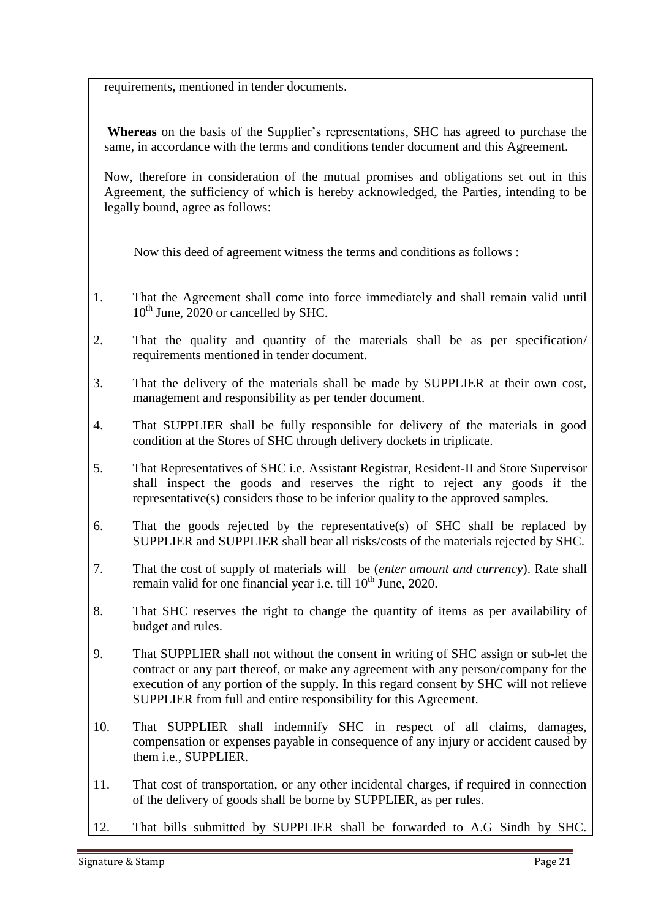requirements, mentioned in tender documents.

**Whereas** on the basis of the Supplier's representations, SHC has agreed to purchase the same, in accordance with the terms and conditions tender document and this Agreement.

Now, therefore in consideration of the mutual promises and obligations set out in this Agreement, the sufficiency of which is hereby acknowledged, the Parties, intending to be legally bound, agree as follows:

Now this deed of agreement witness the terms and conditions as follows :

1. That the Agreement shall come into force immediately and shall remain valid until 10th June, 2020 or cancelled by SHC.
2. That the quality and quantity of the materials shall be as per specification/ requirements mentioned in tender document.
3. That the delivery of the materials shall be made by SUPPLIER at their own cost, management and responsibility as per tender document.
4. That SUPPLIER shall be fully responsible for delivery of the materials in good condition at the Stores of SHC through delivery dockets in triplicate.
5. That Representatives of SHC i.e. Assistant Registrar, Resident-II and Store Supervisor shall inspect the goods and reserves the right to reject any goods if the representative(s) considers those to be inferior quality to the approved samples.
6. That the goods rejected by the representative(s) of SHC shall be replaced by SUPPLIER and SUPPLIER shall bear all risks/costs of the materials rejected by SHC.
7. That the cost of supply of materials will be (*enter amount and currency*). Rate shall remain valid for one financial year i.e. till 10th June, 2020.
8. That SHC reserves the right to change the quantity of items as per availability of budget and rules.
9. That SUPPLIER shall not without the consent in writing of SHC assign or sub-let the contract or any part thereof, or make any agreement with any person/company for the execution of any portion of the supply. In this regard consent by SHC will not relieve SUPPLIER from full and entire responsibility for this Agreement.
10. That SUPPLIER shall indemnify SHC in respect of all claims, damages, compensation or expenses payable in consequence of any injury or accident caused by them i.e., SUPPLIER.
11. That cost of transportation, or any other incidental charges, if required in connection of the delivery of goods shall be borne by SUPPLIER, as per rules.
12. That bills submitted by SUPPLIER shall be forwarded to A.G Sindh by SHC.

Signature & Stamp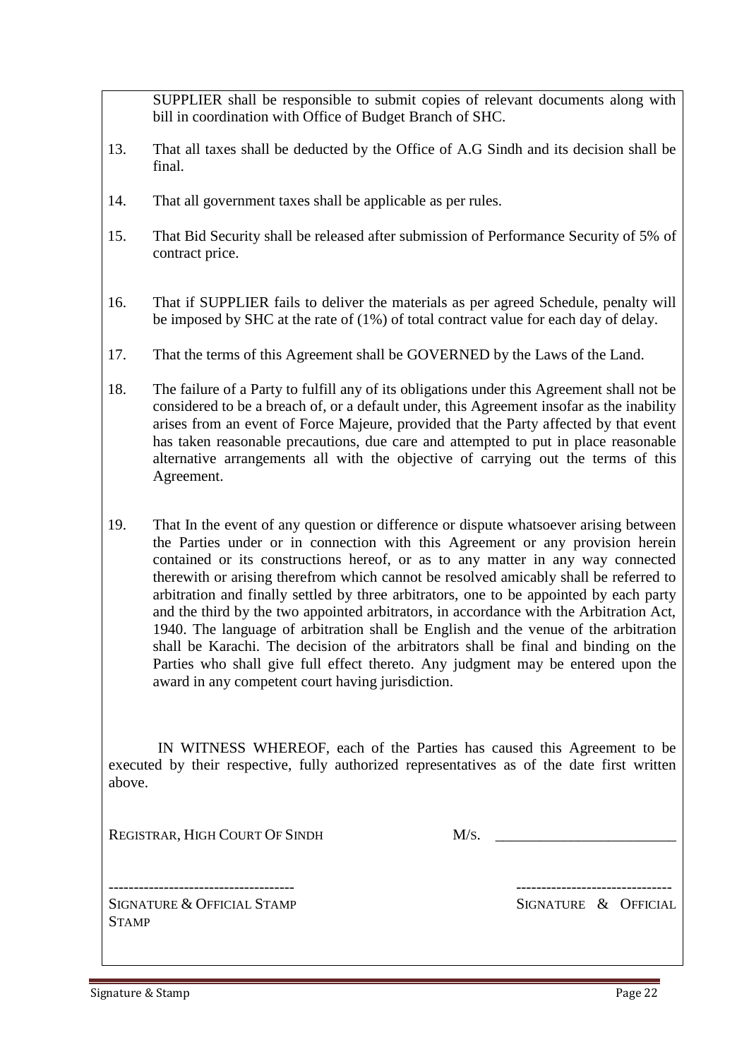SUPPLIER shall be responsible to submit copies of relevant documents along with bill in coordination with Office of Budget Branch of SHC.

13. That all taxes shall be deducted by the Office of A.G Sindh and its decision shall be final.

14. That all government taxes shall be applicable as per rules.

15. That Bid Security shall be released after submission of Performance Security of 5% of contract price.

16. That if SUPPLIER fails to deliver the materials as per agreed Schedule, penalty will be imposed by SHC at the rate of (1%) of total contract value for each day of delay.

17. That the terms of this Agreement shall be GOVERNED by the Laws of the Land.

18. The failure of a Party to fulfill any of its obligations under this Agreement shall not be considered to be a breach of, or a default under, this Agreement insofar as the inability arises from an event of Force Majeure, provided that the Party affected by that event has taken reasonable precautions, due care and attempted to put in place reasonable alternative arrangements all with the objective of carrying out the terms of this Agreement.

19. That In the event of any question or difference or dispute whatsoever arising between the Parties under or in connection with this Agreement or any provision herein contained or its constructions hereof, or as to any matter in any way connected therewith or arising therefrom which cannot be resolved amicably shall be referred to arbitration and finally settled by three arbitrators, one to be appointed by each party and the third by the two appointed arbitrators, in accordance with the Arbitration Act, 1940. The language of arbitration shall be English and the venue of the arbitration shall be Karachi. The decision of the arbitrators shall be final and binding on the Parties who shall give full effect thereto. Any judgment may be entered upon the award in any competent court having jurisdiction.

IN WITNESS WHEREOF, each of the Parties has caused this Agreement to be executed by their respective, fully authorized representatives as of the date first written above.

REGISTRAR, HIGH COURT OF SINDH M/S. ________________________

------------------------------------ -------------------------------

SIGNATURE & OFFICIAL STAMP SIGNATURE & OFFICIAL STAMP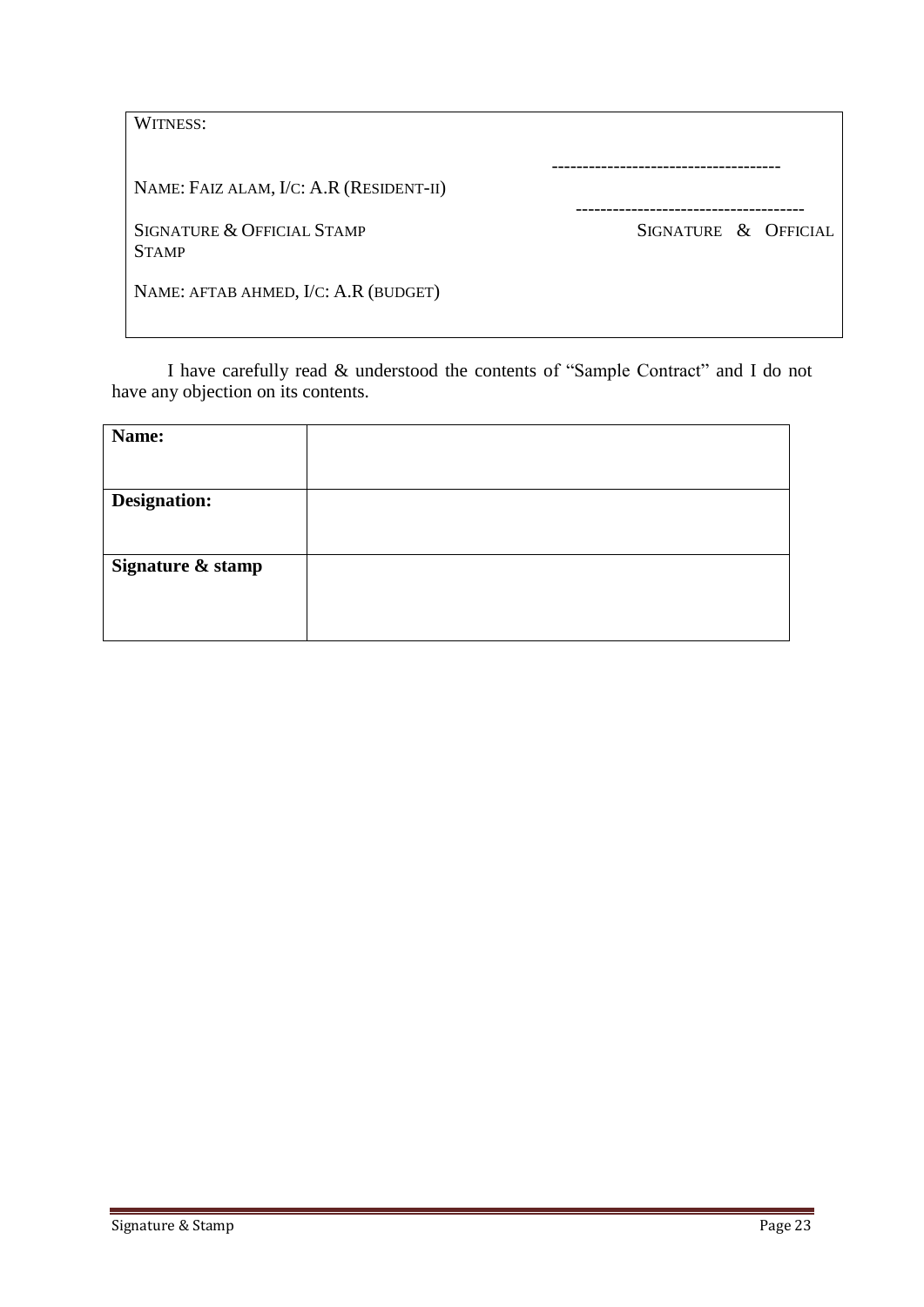WITNESS:

NAME: FAIZ ALAM, I/C: A.R (RESIDENT-II)

------------------------------------

SIGNATURE & OFFICIAL STAMP

------------------------------------

SIGNATURE & OFFICIAL STAMP

NAME: AFTAB AHMED, I/C: A.R (BUDGET)

I have carefully read & understood the contents of "Sample Contract" and I do not have any objection on its contents.

| **Name:** | |
|---|---|
| **Designation:** | |
| **Signature & stamp** | |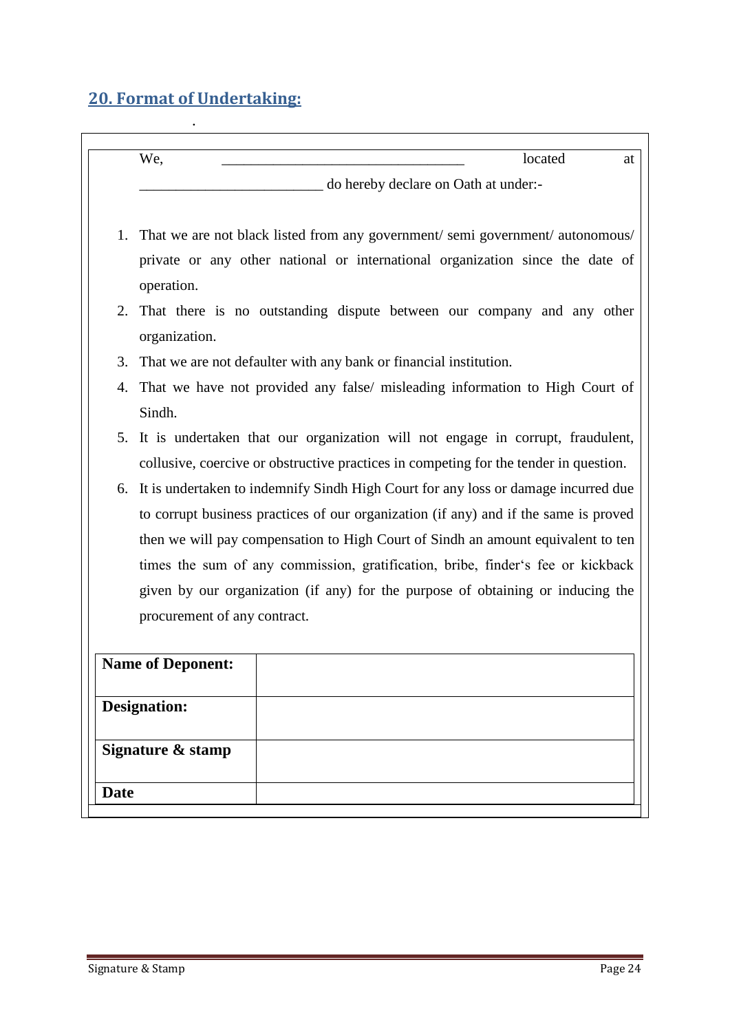## 20. Format of Undertaking:

We, ___________________________________ located at __________________________ do hereby declare on Oath at under:-

1. That we are not black listed from any government/ semi government/ autonomous/ private or any other national or international organization since the date of operation.
2. That there is no outstanding dispute between our company and any other organization.
3. That we are not defaulter with any bank or financial institution.
4. That we have not provided any false/ misleading information to High Court of Sindh.
5. It is undertaken that our organization will not engage in corrupt, fraudulent, collusive, coercive or obstructive practices in competing for the tender in question.
6. It is undertaken to indemnify Sindh High Court for any loss or damage incurred due to corrupt business practices of our organization (if any) and if the same is proved then we will pay compensation to High Court of Sindh an amount equivalent to ten times the sum of any commission, gratification, bribe, finder's fee or kickback given by our organization (if any) for the purpose of obtaining or inducing the procurement of any contract.

| **Name of Deponent:** | |
|---|---|
| **Designation:** | |
| **Signature & stamp** | |
| **Date** | |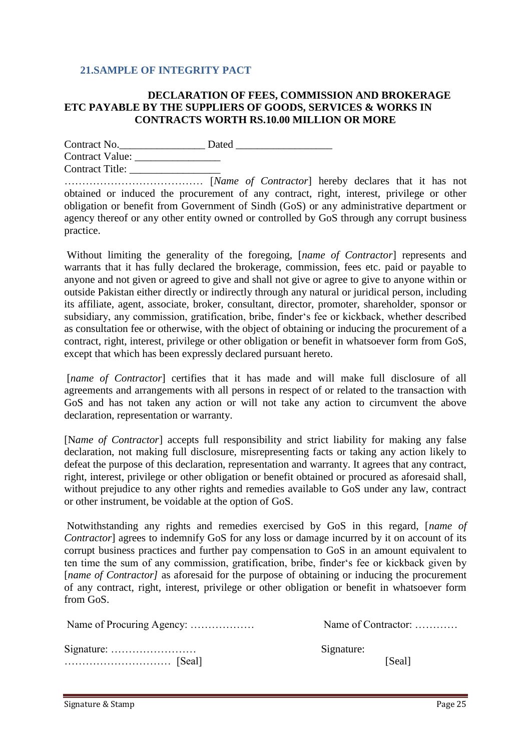## 21.SAMPLE OF INTEGRITY PACT

**DECLARATION OF FEES, COMMISSION AND BROKERAGE ETC PAYABLE BY THE SUPPLIERS OF GOODS, SERVICES & WORKS IN CONTRACTS WORTH RS.10.00 MILLION OR MORE**

Contract No.________________ Dated __________________
Contract Value: ________________
Contract Title: _________________

………………………………… [*Name of Contractor*] hereby declares that it has not obtained or induced the procurement of any contract, right, interest, privilege or other obligation or benefit from Government of Sindh (GoS) or any administrative department or agency thereof or any other entity owned or controlled by GoS through any corrupt business practice.

Without limiting the generality of the foregoing, [*name of Contractor*] represents and warrants that it has fully declared the brokerage, commission, fees etc. paid or payable to anyone and not given or agreed to give and shall not give or agree to give to anyone within or outside Pakistan either directly or indirectly through any natural or juridical person, including its affiliate, agent, associate, broker, consultant, director, promoter, shareholder, sponsor or subsidiary, any commission, gratification, bribe, finder's fee or kickback, whether described as consultation fee or otherwise, with the object of obtaining or inducing the procurement of a contract, right, interest, privilege or other obligation or benefit in whatsoever form from GoS, except that which has been expressly declared pursuant hereto.

[*name of Contractor*] certifies that it has made and will make full disclosure of all agreements and arrangements with all persons in respect of or related to the transaction with GoS and has not taken any action or will not take any action to circumvent the above declaration, representation or warranty.

[N*ame of Contractor*] accepts full responsibility and strict liability for making any false declaration, not making full disclosure, misrepresenting facts or taking any action likely to defeat the purpose of this declaration, representation and warranty. It agrees that any contract, right, interest, privilege or other obligation or benefit obtained or procured as aforesaid shall, without prejudice to any other rights and remedies available to GoS under any law, contract or other instrument, be voidable at the option of GoS.

Notwithstanding any rights and remedies exercised by GoS in this regard, [*name of Contractor*] agrees to indemnify GoS for any loss or damage incurred by it on account of its corrupt business practices and further pay compensation to GoS in an amount equivalent to ten time the sum of any commission, gratification, bribe, finder's fee or kickback given by [*name of Contractor]* as aforesaid for the purpose of obtaining or inducing the procurement of any contract, right, interest, privilege or other obligation or benefit in whatsoever form from GoS.

Name of Procuring Agency: ………………

Signature: ……………………
………………………… [Seal]

Name of Contractor: …………

Signature:
[Seal]

Signature & Stamp